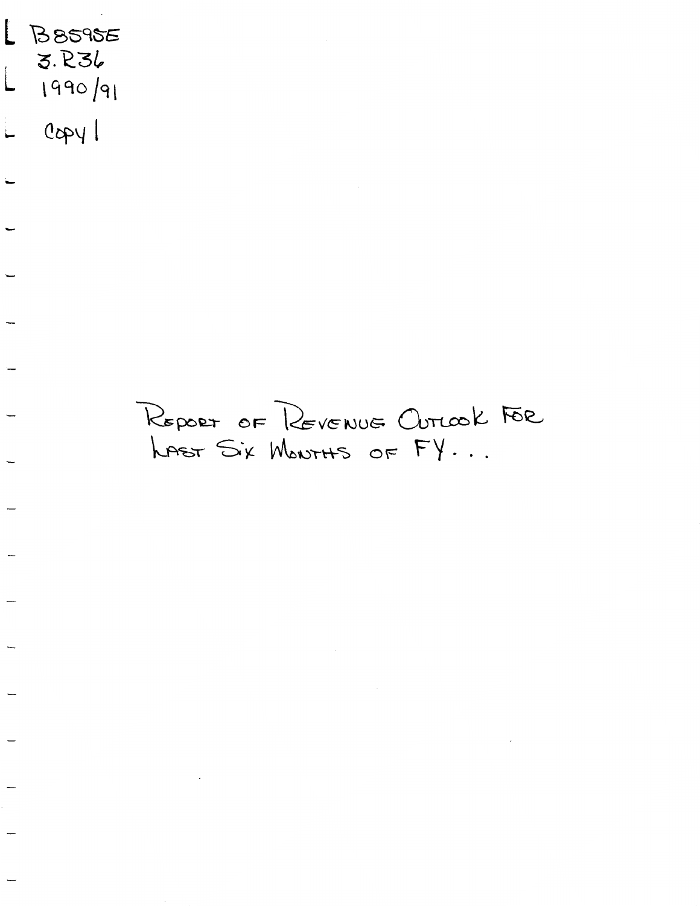B8595E
3.R36
1990/91

Copy 1

Report of Revenue Outlook for Last Six Months of FY...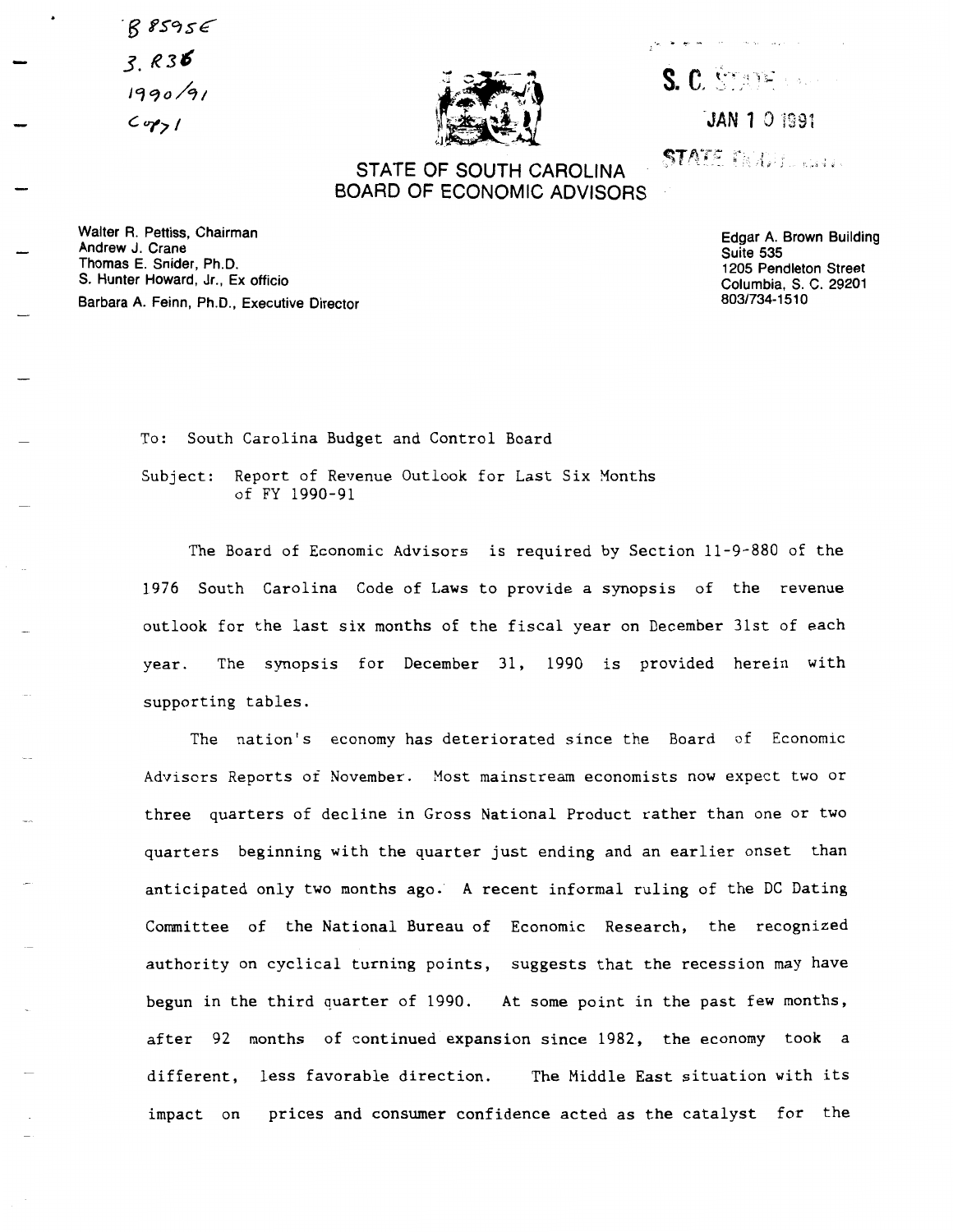B 8595E
3. R36
1990/91
Copy 1

S. C. STATE LIBRARY

JAN 10 1991

STATE DOCUMENTS

# STATE OF SOUTH CAROLINA
# BOARD OF ECONOMIC ADVISORS

Walter R. Pettiss, Chairman
Andrew J. Crane
Thomas E. Snider, Ph.D.
S. Hunter Howard, Jr., Ex officio
Barbara A. Feinn, Ph.D., Executive Director

Edgar A. Brown Building
Suite 535
1205 Pendleton Street
Columbia, S. C. 29201
803/734-1510

To: South Carolina Budget and Control Board

Subject: Report of Revenue Outlook for Last Six Months of FY 1990-91

The Board of Economic Advisors is required by Section 11-9-880 of the 1976 South Carolina Code of Laws to provide a synopsis of the revenue outlook for the last six months of the fiscal year on December 31st of each year. The synopsis for December 31, 1990 is provided herein with supporting tables.

The nation's economy has deteriorated since the Board of Economic Advisors Reports of November. Most mainstream economists now expect two or three quarters of decline in Gross National Product rather than one or two quarters beginning with the quarter just ending and an earlier onset than anticipated only two months ago. A recent informal ruling of the DC Dating Committee of the National Bureau of Economic Research, the recognized authority on cyclical turning points, suggests that the recession may have begun in the third quarter of 1990. At some point in the past few months, after 92 months of continued expansion since 1982, the economy took a different, less favorable direction. The Middle East situation with its impact on prices and consumer confidence acted as the catalyst for the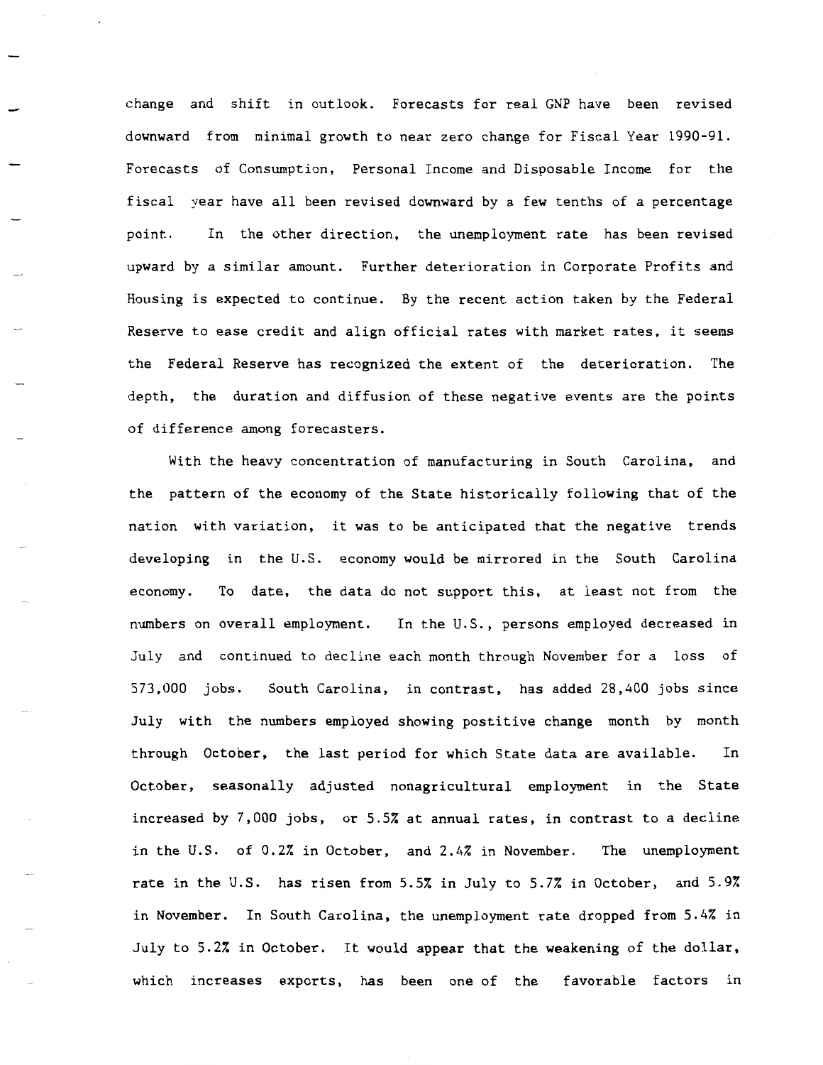change and shift in outlook. Forecasts for real GNP have been revised downward from minimal growth to near zero change for Fiscal Year 1990-91. Forecasts of Consumption, Personal Income and Disposable Income for the fiscal year have all been revised downward by a few tenths of a percentage point. In the other direction, the unemployment rate has been revised upward by a similar amount. Further deterioration in Corporate Profits and Housing is expected to continue. By the recent action taken by the Federal Reserve to ease credit and align official rates with market rates, it seems the Federal Reserve has recognized the extent of the deterioration. The depth, the duration and diffusion of these negative events are the points of difference among forecasters.

With the heavy concentration of manufacturing in South Carolina, and the pattern of the economy of the State historically following that of the nation with variation, it was to be anticipated that the negative trends developing in the U.S. economy would be mirrored in the South Carolina economy. To date, the data do not support this, at least not from the numbers on overall employment. In the U.S., persons employed decreased in July and continued to decline each month through November for a loss of 573,000 jobs. South Carolina, in contrast, has added 28,400 jobs since July with the numbers employed showing postitive change month by month through October, the last period for which State data are available. In October, seasonally adjusted nonagricultural employment in the State increased by 7,000 jobs, or 5.5% at annual rates, in contrast to a decline in the U.S. of 0.2% in October, and 2.4% in November. The unemployment rate in the U.S. has risen from 5.5% in July to 5.7% in October, and 5.9% in November. In South Carolina, the unemployment rate dropped from 5.4% in July to 5.2% in October. It would appear that the weakening of the dollar, which increases exports, has been one of the favorable factors in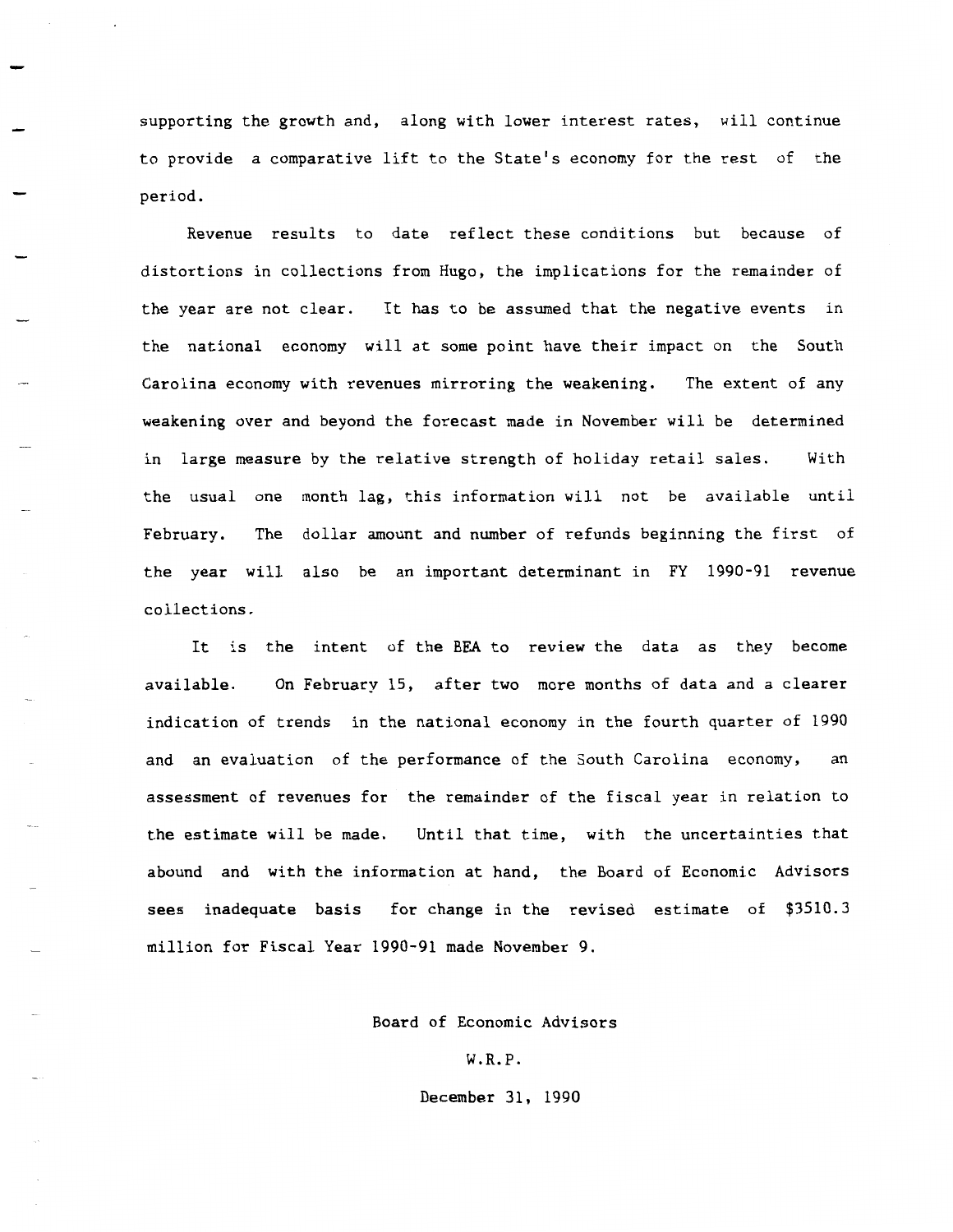supporting the growth and, along with lower interest rates, will continue to provide a comparative lift to the State's economy for the rest of the period.

Revenue results to date reflect these conditions but because of distortions in collections from Hugo, the implications for the remainder of the year are not clear. It has to be assumed that the negative events in the national economy will at some point have their impact on the South Carolina economy with revenues mirroring the weakening. The extent of any weakening over and beyond the forecast made in November will be determined in large measure by the relative strength of holiday retail sales. With the usual one month lag, this information will not be available until February. The dollar amount and number of refunds beginning the first of the year will also be an important determinant in FY 1990-91 revenue collections.

It is the intent of the BEA to review the data as they become available. On February 15, after two more months of data and a clearer indication of trends in the national economy in the fourth quarter of 1990 and an evaluation of the performance of the South Carolina economy, an assessment of revenues for the remainder of the fiscal year in relation to the estimate will be made. Until that time, with the uncertainties that abound and with the information at hand, the Board of Economic Advisors sees inadequate basis for change in the revised estimate of $3510.3 million for Fiscal Year 1990-91 made November 9.

Board of Economic Advisors

W.R.P.

December 31, 1990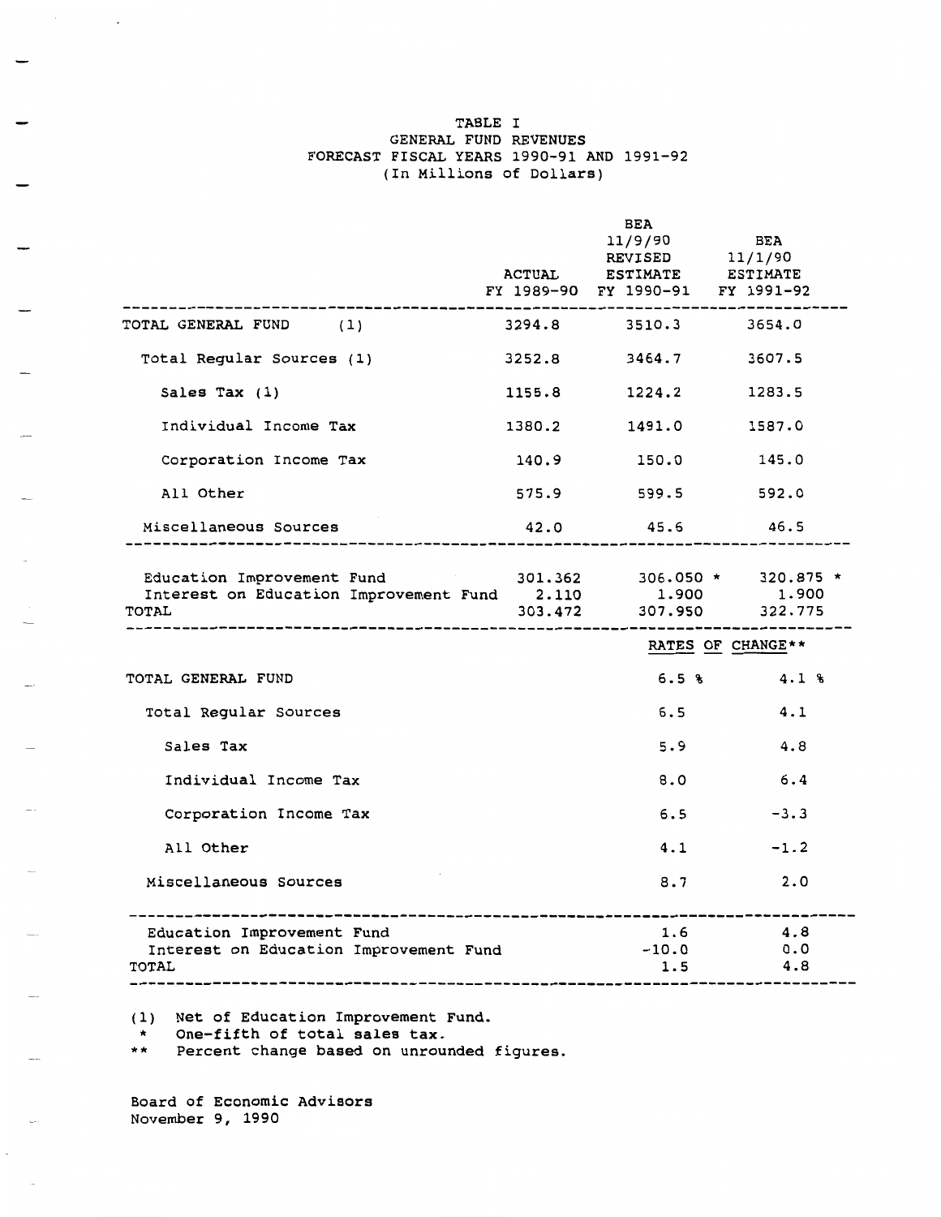# TABLE I
## GENERAL FUND REVENUES
## FORECAST FISCAL YEARS 1990-91 AND 1991-92
## (In Millions of Dollars)

| | ACTUAL FY 1989-90 | BEA 11/9/90 REVISED ESTIMATE FY 1990-91 | BEA 11/1/90 ESTIMATE FY 1991-92 |
|---|---|---|---|
| TOTAL GENERAL FUND (1) | 3294.8 | 3510.3 | 3654.0 |
| Total Regular Sources (1) | 3252.8 | 3464.7 | 3607.5 |
| Sales Tax (1) | 1155.8 | 1224.2 | 1283.5 |
| Individual Income Tax | 1380.2 | 1491.0 | 1587.0 |
| Corporation Income Tax | 140.9 | 150.0 | 145.0 |
| All Other | 575.9 | 599.5 | 592.0 |
| Miscellaneous Sources | 42.0 | 45.6 | 46.5 |
| Education Improvement Fund | 301.362 | 306.050 * | 320.875 * |
| Interest on Education Improvement Fund | 2.110 | 1.900 | 1.900 |
| TOTAL | 303.472 | 307.950 | 322.775 |

| | RATES OF CHANGE** | |
|---|---|---|
| TOTAL GENERAL FUND | 6.5 % | 4.1 % |
| Total Regular Sources | 6.5 | 4.1 |
| Sales Tax | 5.9 | 4.8 |
| Individual Income Tax | 8.0 | 6.4 |
| Corporation Income Tax | 6.5 | -3.3 |
| All Other | 4.1 | -1.2 |
| Miscellaneous Sources | 8.7 | 2.0 |
| Education Improvement Fund | 1.6 | 4.8 |
| Interest on Education Improvement Fund | -10.0 | 0.0 |
| TOTAL | 1.5 | 4.8 |

(1) Net of Education Improvement Fund.
\* One-fifth of total sales tax.
\** Percent change based on unrounded figures.

Board of Economic Advisors
November 9, 1990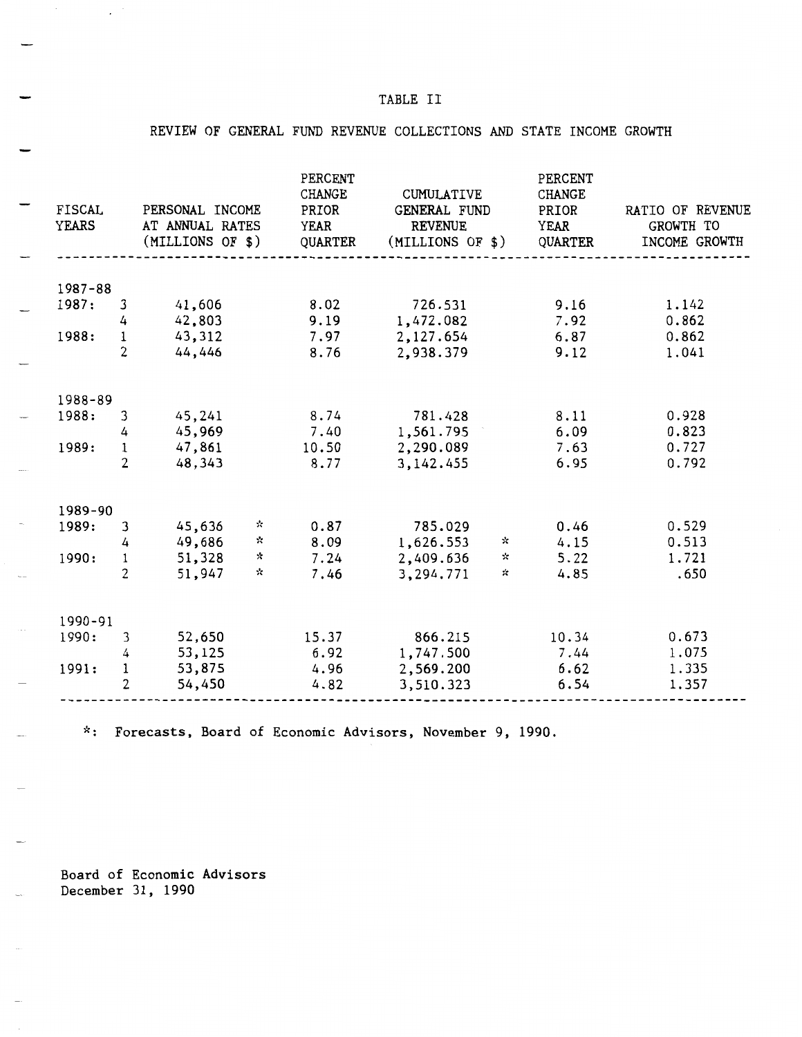# TABLE II

## REVIEW OF GENERAL FUND REVENUE COLLECTIONS AND STATE INCOME GROWTH

| FISCAL YEARS | | PERSONAL INCOME AT ANNUAL RATES (MILLIONS OF $) | PERCENT CHANGE PRIOR YEAR QUARTER | CUMULATIVE GENERAL FUND REVENUE (MILLIONS OF $) | PERCENT CHANGE PRIOR YEAR QUARTER | RATIO OF REVENUE GROWTH TO INCOME GROWTH |
|---|---|---|---|---|---|---|
| 1987-88 | | | | | | |
| 1987: | 3 | 41,606 | 8.02 | 726.531 | 9.16 | 1.142 |
| | 4 | 42,803 | 9.19 | 1,472.082 | 7.92 | 0.862 |
| 1988: | 1 | 43,312 | 7.97 | 2,127.654 | 6.87 | 0.862 |
| | 2 | 44,446 | 8.76 | 2,938.379 | 9.12 | 1.041 |
| 1988-89 | | | | | | |
| 1988: | 3 | 45,241 | 8.74 | 781.428 | 8.11 | 0.928 |
| | 4 | 45,969 | 7.40 | 1,561.795 | 6.09 | 0.823 |
| 1989: | 1 | 47,861 | 10.50 | 2,290.089 | 7.63 | 0.727 |
| | 2 | 48,343 | 8.77 | 3,142.455 | 6.95 | 0.792 |
| 1989-90 | | | | | | |
| 1989: | 3 | 45,636 * | 0.87 | 785.029 | 0.46 | 0.529 |
| | 4 | 49,686 * | 8.09 | 1,626.553 * | 4.15 | 0.513 |
| 1990: | 1 | 51,328 * | 7.24 | 2,409.636 * | 5.22 | 1.721 |
| | 2 | 51,947 * | 7.46 | 3,294.771 * | 4.85 | .650 |
| 1990-91 | | | | | | |
| 1990: | 3 | 52,650 | 15.37 | 866.215 | 10.34 | 0.673 |
| | 4 | 53,125 | 6.92 | 1,747.500 | 7.44 | 1.075 |
| 1991: | 1 | 53,875 | 4.96 | 2,569.200 | 6.62 | 1.335 |
| | 2 | 54,450 | 4.82 | 3,510.323 | 6.54 | 1.357 |

*: Forecasts, Board of Economic Advisors, November 9, 1990.

Board of Economic Advisors
December 31, 1990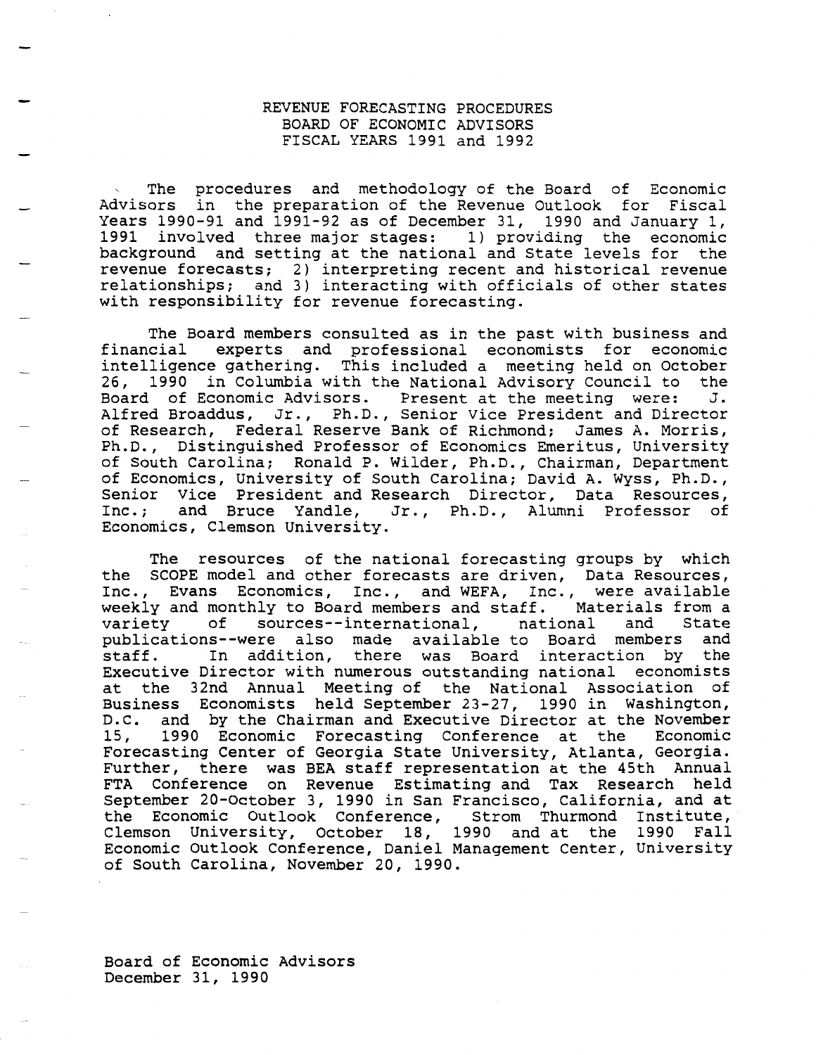# REVENUE FORECASTING PROCEDURES
## BOARD OF ECONOMIC ADVISORS
## FISCAL YEARS 1991 and 1992

The procedures and methodology of the Board of Economic Advisors in the preparation of the Revenue Outlook for Fiscal Years 1990-91 and 1991-92 as of December 31, 1990 and January 1, 1991 involved three major stages: 1) providing the economic background and setting at the national and State levels for the revenue forecasts; 2) interpreting recent and historical revenue relationships; and 3) interacting with officials of other states with responsibility for revenue forecasting.

The Board members consulted as in the past with business and financial experts and professional economists for economic intelligence gathering. This included a meeting held on October 26, 1990 in Columbia with the National Advisory Council to the Board of Economic Advisors. Present at the meeting were: J. Alfred Broaddus, Jr., Ph.D., Senior Vice President and Director of Research, Federal Reserve Bank of Richmond; James A. Morris, Ph.D., Distinguished Professor of Economics Emeritus, University of South Carolina; Ronald P. Wilder, Ph.D., Chairman, Department of Economics, University of South Carolina; David A. Wyss, Ph.D., Senior Vice President and Research Director, Data Resources, Inc.; and Bruce Yandle, Jr., Ph.D., Alumni Professor of Economics, Clemson University.

The resources of the national forecasting groups by which the SCOPE model and other forecasts are driven, Data Resources, Inc., Evans Economics, Inc., and WEFA, Inc., were available weekly and monthly to Board members and staff. Materials from a variety of sources--international, national and State publications--were also made available to Board members and staff. In addition, there was Board interaction by the Executive Director with numerous outstanding national economists at the 32nd Annual Meeting of the National Association of Business Economists held September 23-27, 1990 in Washington, D.C. and by the Chairman and Executive Director at the November 15, 1990 Economic Forecasting Conference at the Economic Forecasting Center of Georgia State University, Atlanta, Georgia. Further, there was BEA staff representation at the 45th Annual FTA Conference on Revenue Estimating and Tax Research held September 20-October 3, 1990 in San Francisco, California, and at the Economic Outlook Conference, Strom Thurmond Institute, Clemson University, October 18, 1990 and at the 1990 Fall Economic Outlook Conference, Daniel Management Center, University of South Carolina, November 20, 1990.

Board of Economic Advisors
December 31, 1990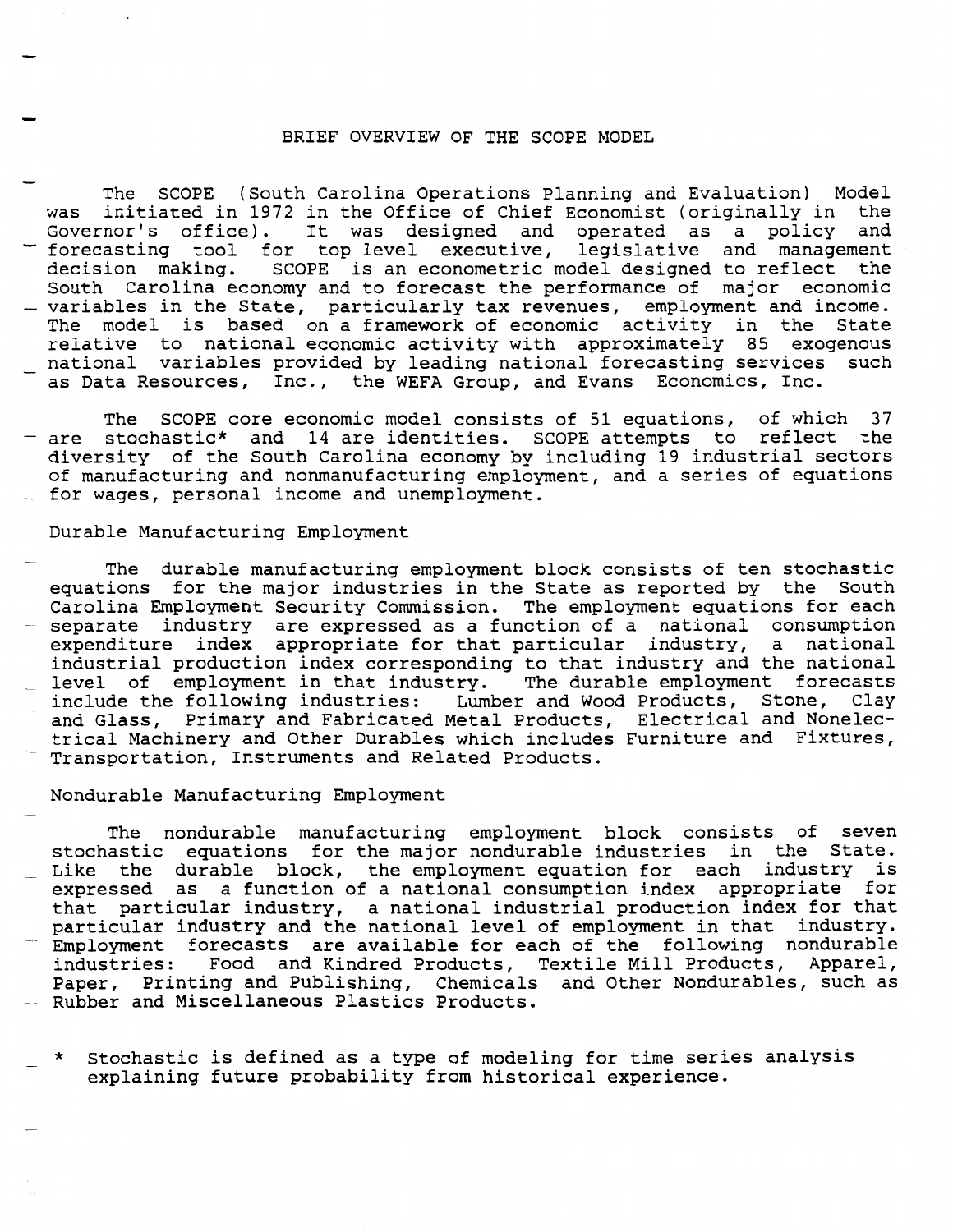# BRIEF OVERVIEW OF THE SCOPE MODEL

The SCOPE (South Carolina Operations Planning and Evaluation) Model was initiated in 1972 in the Office of Chief Economist (originally in the Governor's office). It was designed and operated as a policy and forecasting tool for top level executive, legislative and management decision making. SCOPE is an econometric model designed to reflect the South Carolina economy and to forecast the performance of major economic variables in the State, particularly tax revenues, employment and income. The model is based on a framework of economic activity in the State relative to national economic activity with approximately 85 exogenous national variables provided by leading national forecasting services such as Data Resources, Inc., the WEFA Group, and Evans Economics, Inc.

The SCOPE core economic model consists of 51 equations, of which 37 are stochastic* and 14 are identities. SCOPE attempts to reflect the diversity of the South Carolina economy by including 19 industrial sectors of manufacturing and nonmanufacturing employment, and a series of equations for wages, personal income and unemployment.

## Durable Manufacturing Employment

The durable manufacturing employment block consists of ten stochastic equations for the major industries in the State as reported by the South Carolina Employment Security Commission. The employment equations for each separate industry are expressed as a function of a national consumption expenditure index appropriate for that particular industry, a national industrial production index corresponding to that industry and the national level of employment in that industry. The durable employment forecasts include the following industries: Lumber and Wood Products, Stone, Clay and Glass, Primary and Fabricated Metal Products, Electrical and Nonelectrical Machinery and Other Durables which includes Furniture and Fixtures, Transportation, Instruments and Related Products.

## Nondurable Manufacturing Employment

The nondurable manufacturing employment block consists of seven stochastic equations for the major nondurable industries in the State. Like the durable block, the employment equation for each industry is expressed as a function of a national consumption index appropriate for that particular industry, a national industrial production index for that particular industry and the national level of employment in that industry. Employment forecasts are available for each of the following nondurable industries: Food and Kindred Products, Textile Mill Products, Apparel, Paper, Printing and Publishing, Chemicals and Other Nondurables, such as Rubber and Miscellaneous Plastics Products.

\* Stochastic is defined as a type of modeling for time series analysis explaining future probability from historical experience.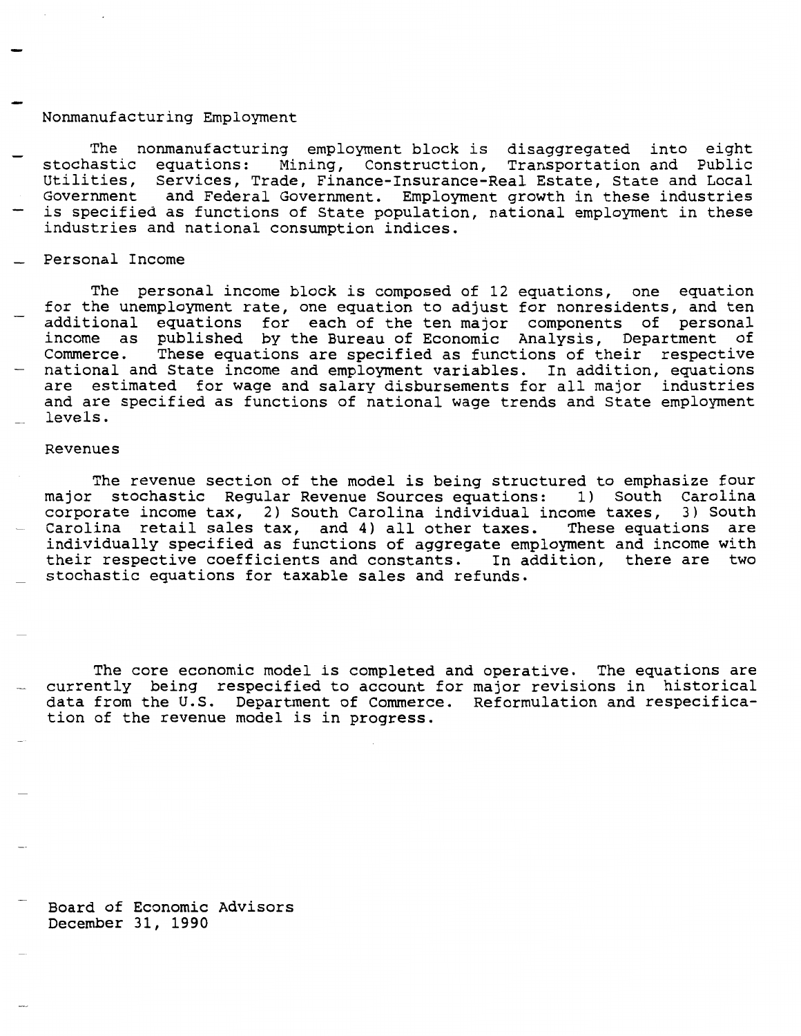### Nonmanufacturing Employment

The nonmanufacturing employment block is disaggregated into eight stochastic equations: Mining, Construction, Transportation and Public Utilities, Services, Trade, Finance-Insurance-Real Estate, State and Local Government and Federal Government. Employment growth in these industries is specified as functions of State population, national employment in these industries and national consumption indices.

### Personal Income

The personal income block is composed of 12 equations, one equation for the unemployment rate, one equation to adjust for nonresidents, and ten additional equations for each of the ten major components of personal income as published by the Bureau of Economic Analysis, Department of Commerce. These equations are specified as functions of their respective national and State income and employment variables. In addition, equations are estimated for wage and salary disbursements for all major industries and are specified as functions of national wage trends and State employment levels.

### Revenues

The revenue section of the model is being structured to emphasize four major stochastic Regular Revenue Sources equations: 1) South Carolina corporate income tax, 2) South Carolina individual income taxes, 3) South Carolina retail sales tax, and 4) all other taxes. These equations are individually specified as functions of aggregate employment and income with their respective coefficients and constants. In addition, there are two stochastic equations for taxable sales and refunds.

The core economic model is completed and operative. The equations are currently being respecified to account for major revisions in historical data from the U.S. Department of Commerce. Reformulation and respecification of the revenue model is in progress.

Board of Economic Advisors
December 31, 1990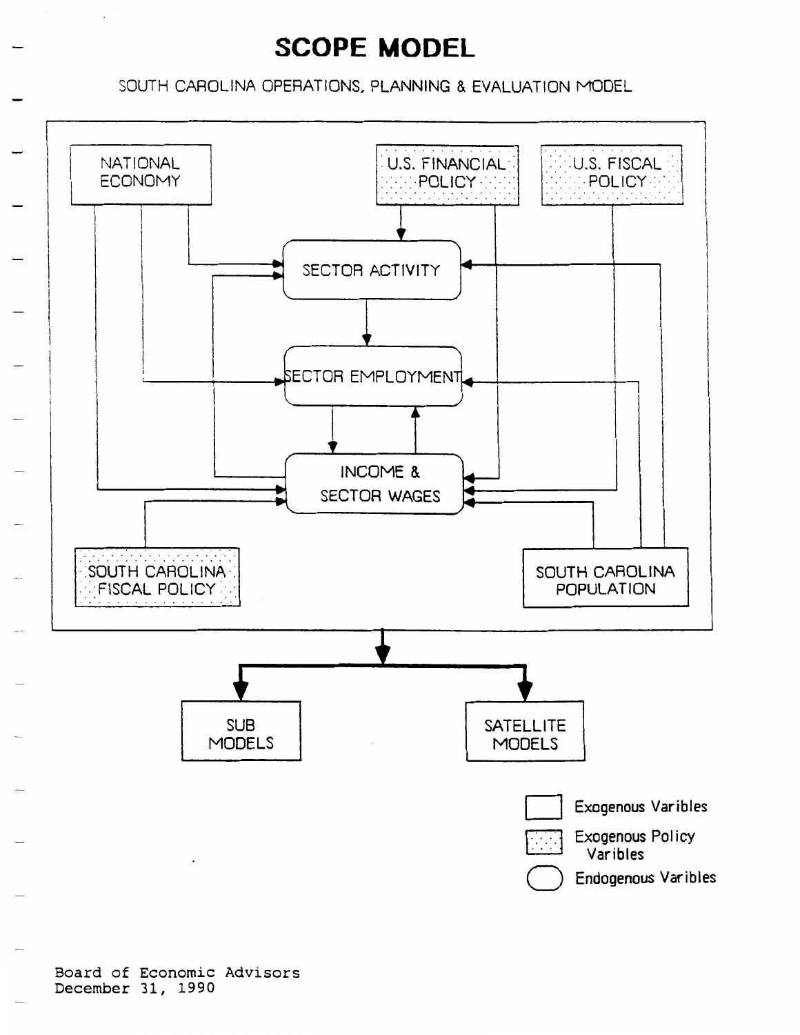# SCOPE MODEL

SOUTH CAROLINA OPERATIONS, PLANNING & EVALUATION MODEL

NATIONAL ECONOMY

U.S. FINANCIAL POLICY

U.S. FISCAL POLICY

SECTOR ACTIVITY

SECTOR EMPLOYMENT

INCOME & SECTOR WAGES

SOUTH CAROLINA FISCAL POLICY

SOUTH CAROLINA POPULATION

SUB MODELS

SATELLITE MODELS

Exogenous Varibles

Exogenous Policy Varibles

Endogenous Varibles

Board of Economic Advisors
December 31, 1990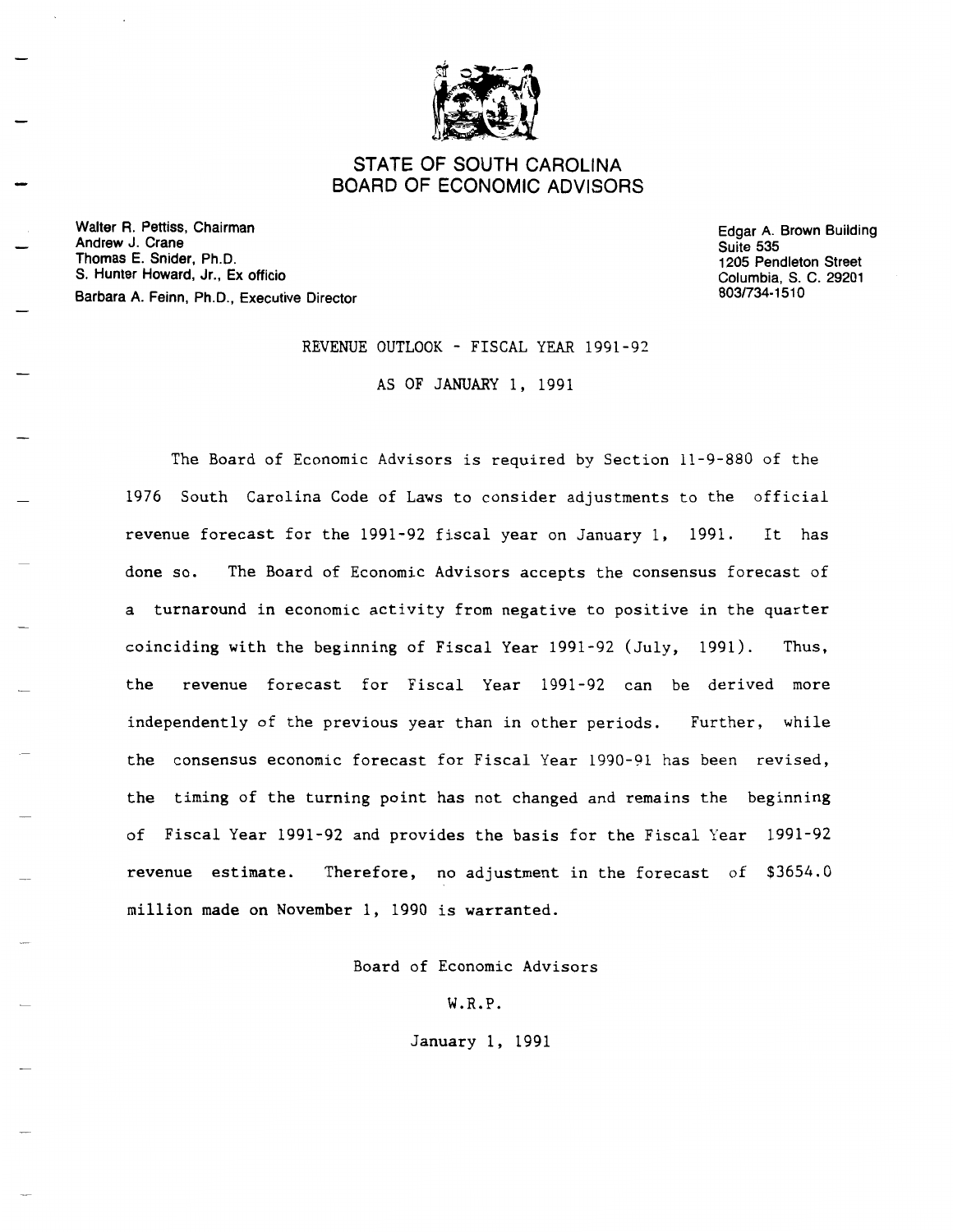# STATE OF SOUTH CAROLINA
## BOARD OF ECONOMIC ADVISORS

Walter R. Pettiss, Chairman
Andrew J. Crane
Thomas E. Snider, Ph.D.
S. Hunter Howard, Jr., Ex officio
Barbara A. Feinn, Ph.D., Executive Director

Edgar A. Brown Building
Suite 535
1205 Pendleton Street
Columbia, S. C. 29201
803/734-1510

REVENUE OUTLOOK - FISCAL YEAR 1991-92

AS OF JANUARY 1, 1991

The Board of Economic Advisors is required by Section 11-9-880 of the 1976 South Carolina Code of Laws to consider adjustments to the official revenue forecast for the 1991-92 fiscal year on January 1, 1991. It has done so. The Board of Economic Advisors accepts the consensus forecast of a turnaround in economic activity from negative to positive in the quarter coinciding with the beginning of Fiscal Year 1991-92 (July, 1991). Thus, the revenue forecast for Fiscal Year 1991-92 can be derived more independently of the previous year than in other periods. Further, while the consensus economic forecast for Fiscal Year 1990-91 has been revised, the timing of the turning point has not changed and remains the beginning of Fiscal Year 1991-92 and provides the basis for the Fiscal Year 1991-92 revenue estimate. Therefore, no adjustment in the forecast of $3654.0 million made on November 1, 1990 is warranted.

Board of Economic Advisors

W.R.P.

January 1, 1991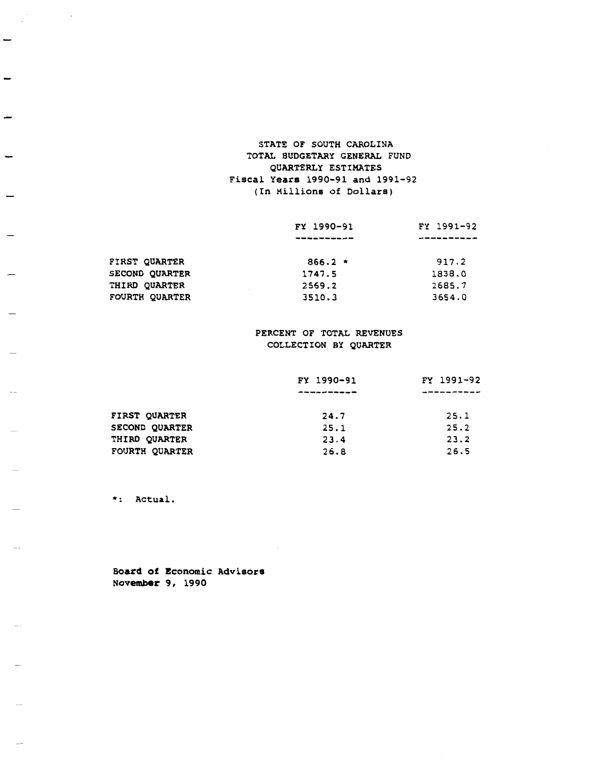# STATE OF SOUTH CAROLINA
## TOTAL BUDGETARY GENERAL FUND
## QUARTERLY ESTIMATES
### Fiscal Years 1990-91 and 1991-92
### (In Millions of Dollars)

| | FY 1990-91 | FY 1991-92 |
|---|---|---|
| FIRST QUARTER | 866.2 * | 917.2 |
| SECOND QUARTER | 1747.5 | 1838.0 |
| THIRD QUARTER | 2569.2 | 2685.7 |
| FOURTH QUARTER | 3510.3 | 3654.0 |

## PERCENT OF TOTAL REVENUES
## COLLECTION BY QUARTER

| | FY 1990-91 | FY 1991-92 |
|---|---|---|
| FIRST QUARTER | 24.7 | 25.1 |
| SECOND QUARTER | 25.1 | 25.2 |
| THIRD QUARTER | 23.4 | 23.2 |
| FOURTH QUARTER | 26.8 | 26.5 |

*: Actual.

**Board of Economic Advisors**
**November 9, 1990**